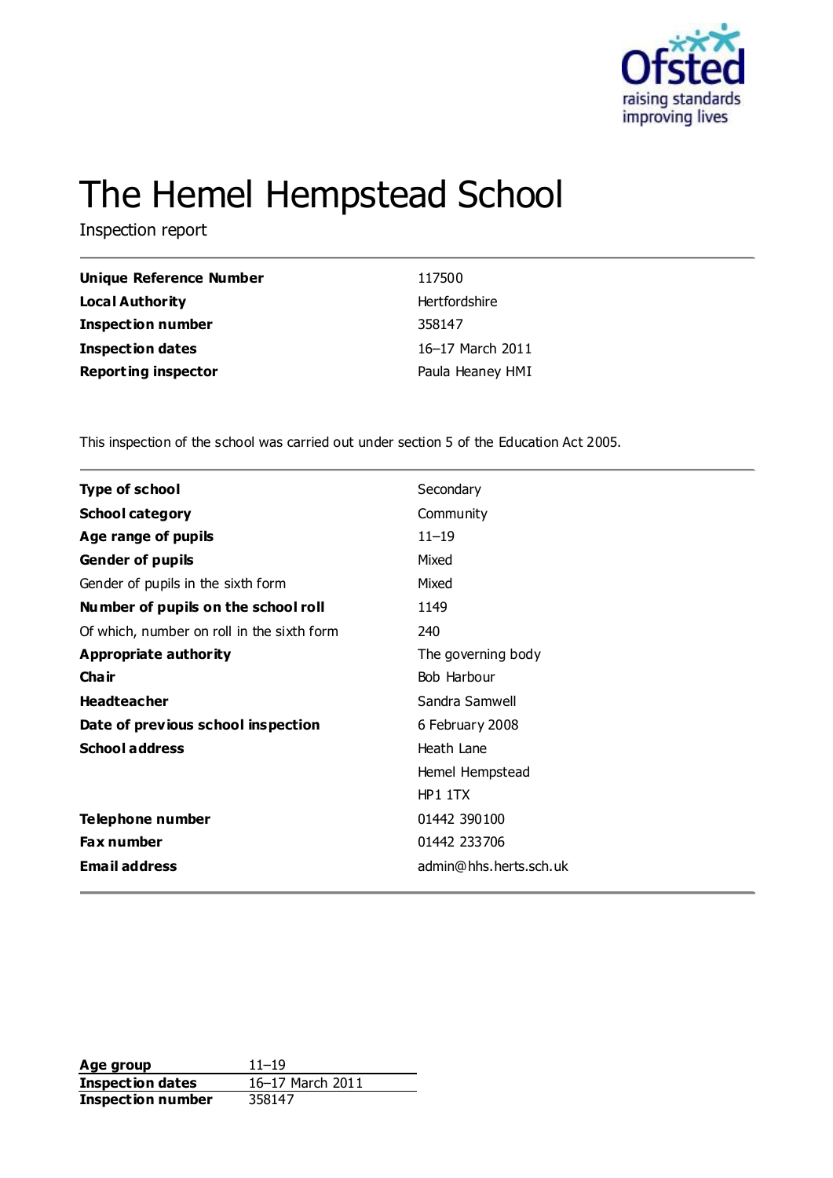# The Hemel Hempstead School

Inspection report

| | |
|---|---|
| **Unique Reference Number** | 117500 |
| **Local Authority** | Hertfordshire |
| **Inspection number** | 358147 |
| **Inspection dates** | 16–17 March 2011 |
| **Reporting inspector** | Paula Heaney HMI |

This inspection of the school was carried out under section 5 of the Education Act 2005.

| | |
|---|---|
| **Type of school** | Secondary |
| **School category** | Community |
| **Age range of pupils** | 11–19 |
| **Gender of pupils** | Mixed |
| Gender of pupils in the sixth form | Mixed |
| **Number of pupils on the school roll** | 1149 |
| Of which, number on roll in the sixth form | 240 |
| **Appropriate authority** | The governing body |
| **Chair** | Bob Harbour |
| **Headteacher** | Sandra Samwell |
| **Date of previous school inspection** | 6 February 2008 |
| **School address** | Heath Lane<br>Hemel Hempstead<br>HP1 1TX |
| **Telephone number** | 01442 390100 |
| **Fax number** | 01442 233706 |
| **Email address** | admin@hhs.herts.sch.uk |

| | |
|---|---|
| **Age group** | 11–19 |
| **Inspection dates** | 16–17 March 2011 |
| **Inspection number** | 358147 |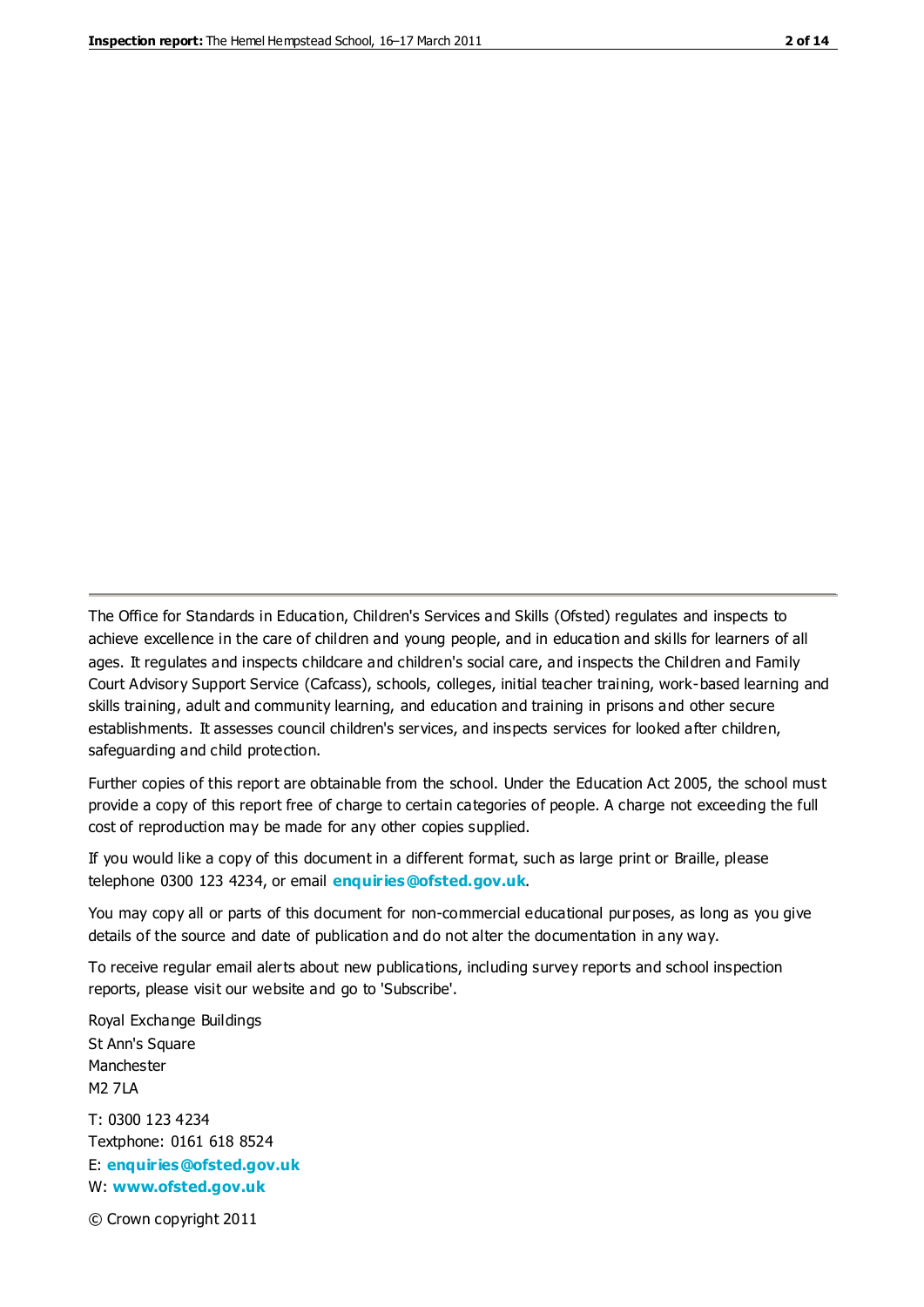The Office for Standards in Education, Children's Services and Skills (Ofsted) regulates and inspects to achieve excellence in the care of children and young people, and in education and skills for learners of all ages. It regulates and inspects childcare and children's social care, and inspects the Children and Family Court Advisory Support Service (Cafcass), schools, colleges, initial teacher training, work-based learning and skills training, adult and community learning, and education and training in prisons and other secure establishments. It assesses council children's services, and inspects services for looked after children, safeguarding and child protection.

Further copies of this report are obtainable from the school. Under the Education Act 2005, the school must provide a copy of this report free of charge to certain categories of people. A charge not exceeding the full cost of reproduction may be made for any other copies supplied.

If you would like a copy of this document in a different format, such as large print or Braille, please telephone 0300 123 4234, or email **enquiries@ofsted.gov.uk**.

You may copy all or parts of this document for non-commercial educational purposes, as long as you give details of the source and date of publication and do not alter the documentation in any way.

To receive regular email alerts about new publications, including survey reports and school inspection reports, please visit our website and go to 'Subscribe'.

Royal Exchange Buildings
St Ann's Square
Manchester
M2 7LA

T: 0300 123 4234
Textphone: 0161 618 8524
E: **enquiries@ofsted.gov.uk**
W: **www.ofsted.gov.uk**

© Crown copyright 2011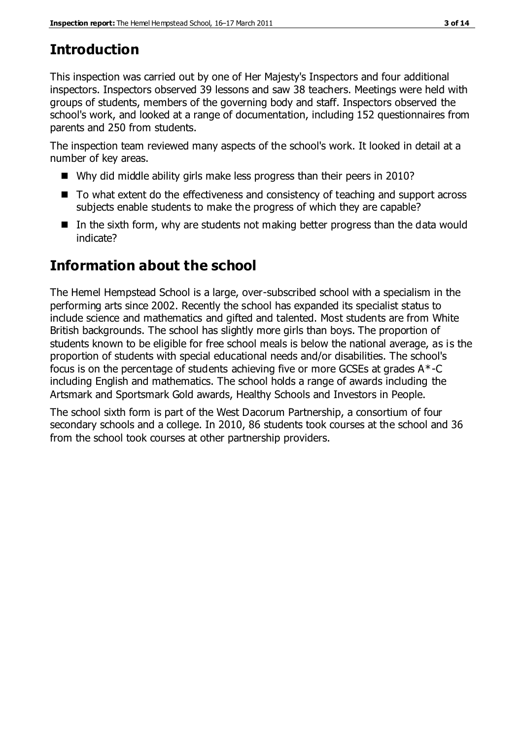## Introduction

This inspection was carried out by one of Her Majesty's Inspectors and four additional inspectors. Inspectors observed 39 lessons and saw 38 teachers. Meetings were held with groups of students, members of the governing body and staff. Inspectors observed the school's work, and looked at a range of documentation, including 152 questionnaires from parents and 250 from students.

The inspection team reviewed many aspects of the school's work. It looked in detail at a number of key areas.

- Why did middle ability girls make less progress than their peers in 2010?
- To what extent do the effectiveness and consistency of teaching and support across subjects enable students to make the progress of which they are capable?
- In the sixth form, why are students not making better progress than the data would indicate?

## Information about the school

The Hemel Hempstead School is a large, over-subscribed school with a specialism in the performing arts since 2002. Recently the school has expanded its specialist status to include science and mathematics and gifted and talented. Most students are from White British backgrounds. The school has slightly more girls than boys. The proportion of students known to be eligible for free school meals is below the national average, as is the proportion of students with special educational needs and/or disabilities. The school's focus is on the percentage of students achieving five or more GCSEs at grades A*-C including English and mathematics. The school holds a range of awards including the Artsmark and Sportsmark Gold awards, Healthy Schools and Investors in People.

The school sixth form is part of the West Dacorum Partnership, a consortium of four secondary schools and a college. In 2010, 86 students took courses at the school and 36 from the school took courses at other partnership providers.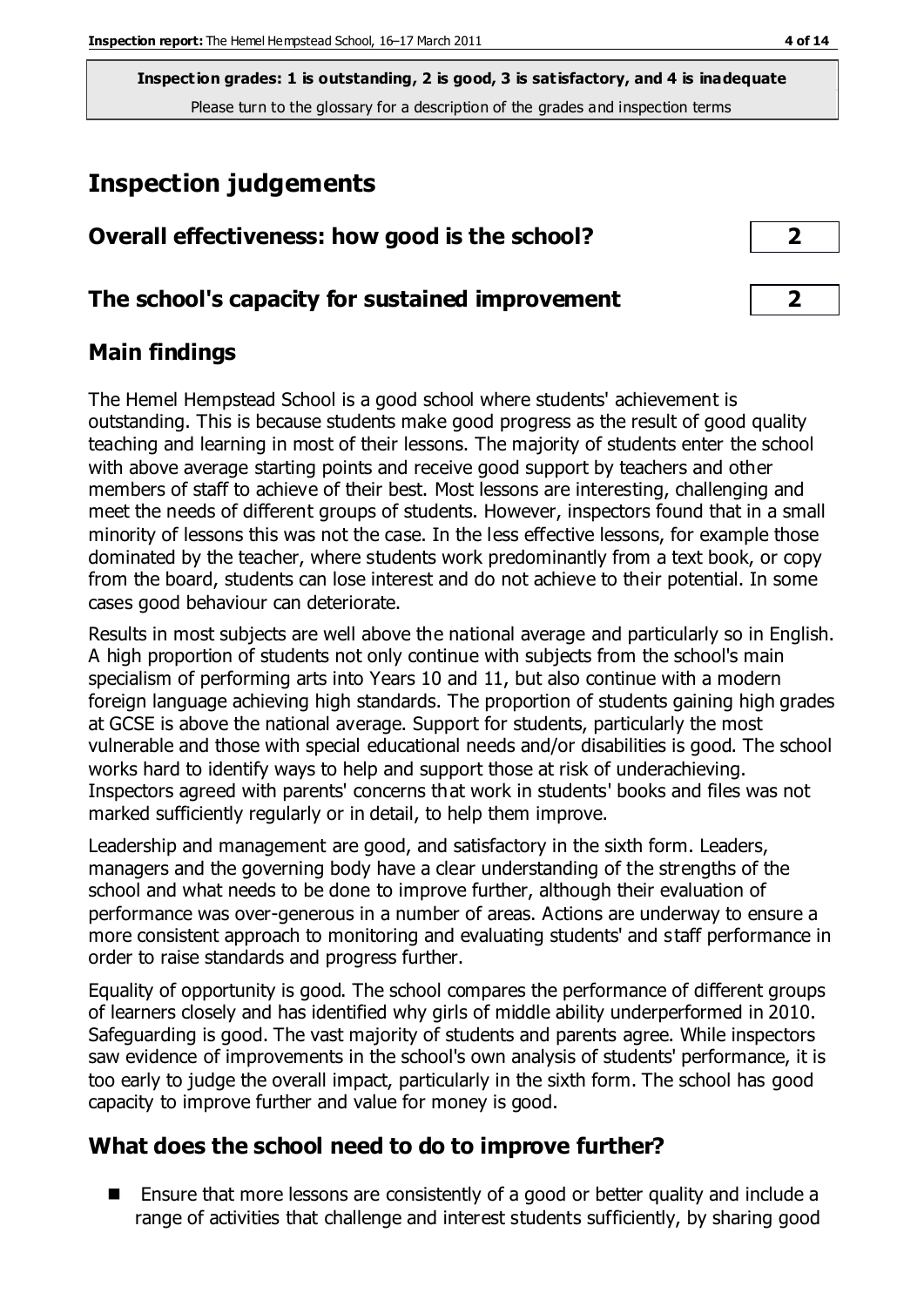**Inspection grades: 1 is outstanding, 2 is good, 3 is satisfactory, and 4 is inadequate**
Please turn to the glossary for a description of the grades and inspection terms

# Inspection judgements

## Overall effectiveness: how good is the school? **2**

## The school's capacity for sustained improvement **2**

## Main findings

The Hemel Hempstead School is a good school where students' achievement is outstanding. This is because students make good progress as the result of good quality teaching and learning in most of their lessons. The majority of students enter the school with above average starting points and receive good support by teachers and other members of staff to achieve of their best. Most lessons are interesting, challenging and meet the needs of different groups of students. However, inspectors found that in a small minority of lessons this was not the case. In the less effective lessons, for example those dominated by the teacher, where students work predominantly from a text book, or copy from the board, students can lose interest and do not achieve to their potential. In some cases good behaviour can deteriorate.

Results in most subjects are well above the national average and particularly so in English. A high proportion of students not only continue with subjects from the school's main specialism of performing arts into Years 10 and 11, but also continue with a modern foreign language achieving high standards. The proportion of students gaining high grades at GCSE is above the national average. Support for students, particularly the most vulnerable and those with special educational needs and/or disabilities is good. The school works hard to identify ways to help and support those at risk of underachieving. Inspectors agreed with parents' concerns that work in students' books and files was not marked sufficiently regularly or in detail, to help them improve.

Leadership and management are good, and satisfactory in the sixth form. Leaders, managers and the governing body have a clear understanding of the strengths of the school and what needs to be done to improve further, although their evaluation of performance was over-generous in a number of areas. Actions are underway to ensure a more consistent approach to monitoring and evaluating students' and staff performance in order to raise standards and progress further.

Equality of opportunity is good. The school compares the performance of different groups of learners closely and has identified why girls of middle ability underperformed in 2010. Safeguarding is good. The vast majority of students and parents agree. While inspectors saw evidence of improvements in the school's own analysis of students' performance, it is too early to judge the overall impact, particularly in the sixth form. The school has good capacity to improve further and value for money is good.

## What does the school need to do to improve further?

- Ensure that more lessons are consistently of a good or better quality and include a range of activities that challenge and interest students sufficiently, by sharing good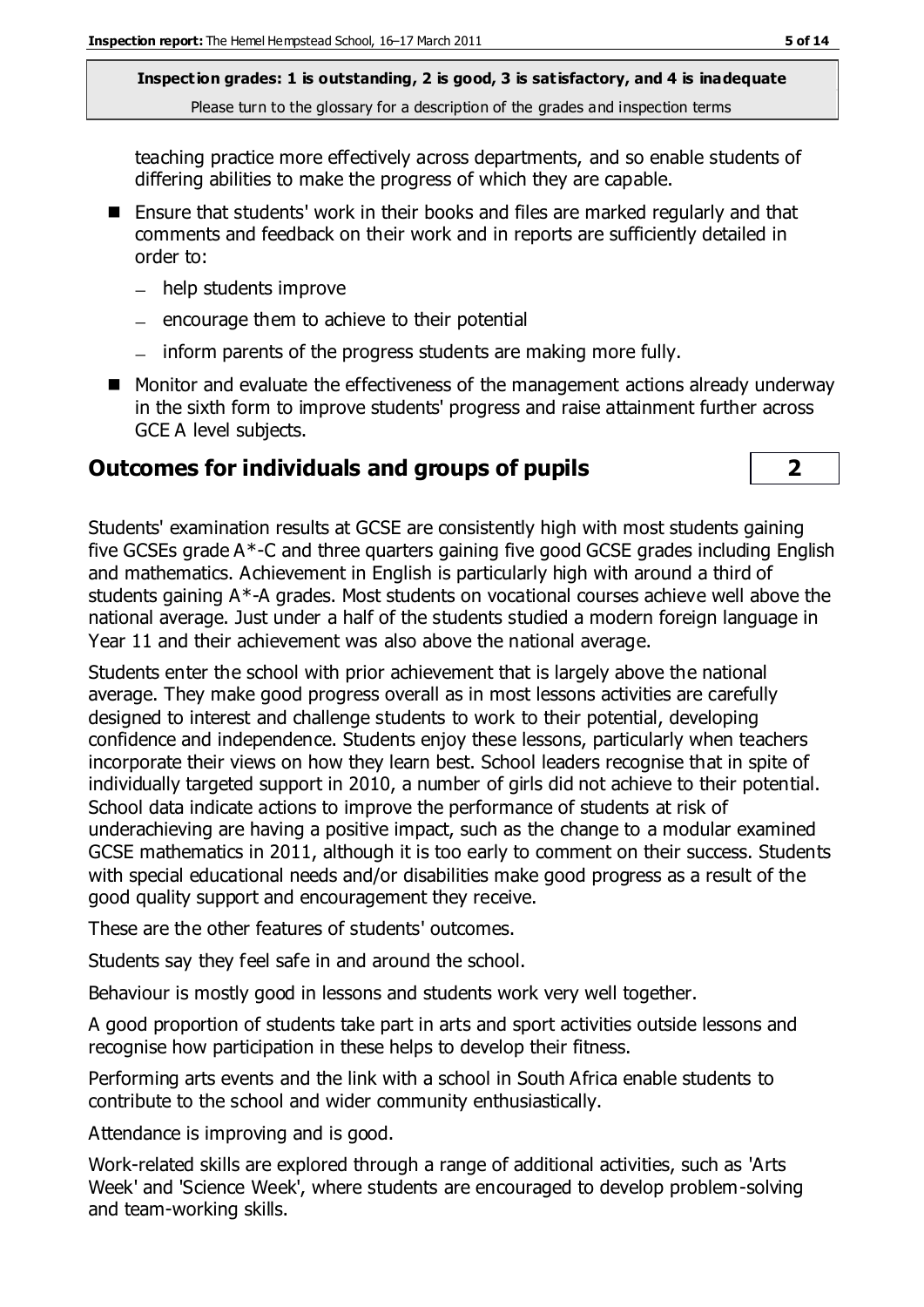teaching practice more effectively across departments, and so enable students of differing abilities to make the progress of which they are capable.

- Ensure that students' work in their books and files are marked regularly and that comments and feedback on their work and in reports are sufficiently detailed in order to:
  - help students improve
  - encourage them to achieve to their potential
  - inform parents of the progress students are making more fully.
- Monitor and evaluate the effectiveness of the management actions already underway in the sixth form to improve students' progress and raise attainment further across GCE A level subjects.

## Outcomes for individuals and groups of pupils **2**

Students' examination results at GCSE are consistently high with most students gaining five GCSEs grade A*-C and three quarters gaining five good GCSE grades including English and mathematics. Achievement in English is particularly high with around a third of students gaining A*-A grades. Most students on vocational courses achieve well above the national average. Just under a half of the students studied a modern foreign language in Year 11 and their achievement was also above the national average.

Students enter the school with prior achievement that is largely above the national average. They make good progress overall as in most lessons activities are carefully designed to interest and challenge students to work to their potential, developing confidence and independence. Students enjoy these lessons, particularly when teachers incorporate their views on how they learn best. School leaders recognise that in spite of individually targeted support in 2010, a number of girls did not achieve to their potential. School data indicate actions to improve the performance of students at risk of underachieving are having a positive impact, such as the change to a modular examined GCSE mathematics in 2011, although it is too early to comment on their success. Students with special educational needs and/or disabilities make good progress as a result of the good quality support and encouragement they receive.

These are the other features of students' outcomes.

Students say they feel safe in and around the school.

Behaviour is mostly good in lessons and students work very well together.

A good proportion of students take part in arts and sport activities outside lessons and recognise how participation in these helps to develop their fitness.

Performing arts events and the link with a school in South Africa enable students to contribute to the school and wider community enthusiastically.

Attendance is improving and is good.

Work-related skills are explored through a range of additional activities, such as 'Arts Week' and 'Science Week', where students are encouraged to develop problem-solving and team-working skills.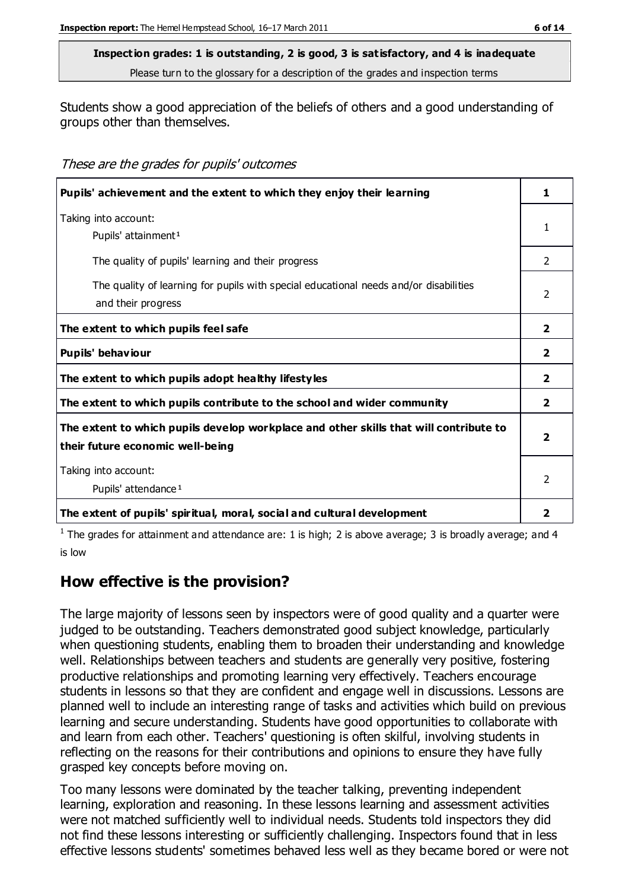**Inspection grades: 1 is outstanding, 2 is good, 3 is satisfactory, and 4 is inadequate**
Please turn to the glossary for a description of the grades and inspection terms

Students show a good appreciation of the beliefs of others and a good understanding of groups other than themselves.

*These are the grades for pupils' outcomes*

| | |
|---|---|
| **Pupils' achievement and the extent to which they enjoy their learning** | **1** |
| Taking into account: Pupils' attainment[1] | 1 |
| The quality of pupils' learning and their progress | 2 |
| The quality of learning for pupils with special educational needs and/or disabilities and their progress | 2 |
| **The extent to which pupils feel safe** | **2** |
| **Pupils' behaviour** | **2** |
| **The extent to which pupils adopt healthy lifestyles** | **2** |
| **The extent to which pupils contribute to the school and wider community** | **2** |
| **The extent to which pupils develop workplace and other skills that will contribute to their future economic well-being** | **2** |
| Taking into account: Pupils' attendance[1] | 2 |
| **The extent of pupils' spiritual, moral, social and cultural development** | **2** |

[1] The grades for attainment and attendance are: 1 is high; 2 is above average; 3 is broadly average; and 4 is low

## How effective is the provision?

The large majority of lessons seen by inspectors were of good quality and a quarter were judged to be outstanding. Teachers demonstrated good subject knowledge, particularly when questioning students, enabling them to broaden their understanding and knowledge well. Relationships between teachers and students are generally very positive, fostering productive relationships and promoting learning very effectively. Teachers encourage students in lessons so that they are confident and engage well in discussions. Lessons are planned well to include an interesting range of tasks and activities which build on previous learning and secure understanding. Students have good opportunities to collaborate with and learn from each other. Teachers' questioning is often skilful, involving students in reflecting on the reasons for their contributions and opinions to ensure they have fully grasped key concepts before moving on.

Too many lessons were dominated by the teacher talking, preventing independent learning, exploration and reasoning. In these lessons learning and assessment activities were not matched sufficiently well to individual needs. Students told inspectors they did not find these lessons interesting or sufficiently challenging. Inspectors found that in less effective lessons students' sometimes behaved less well as they became bored or were not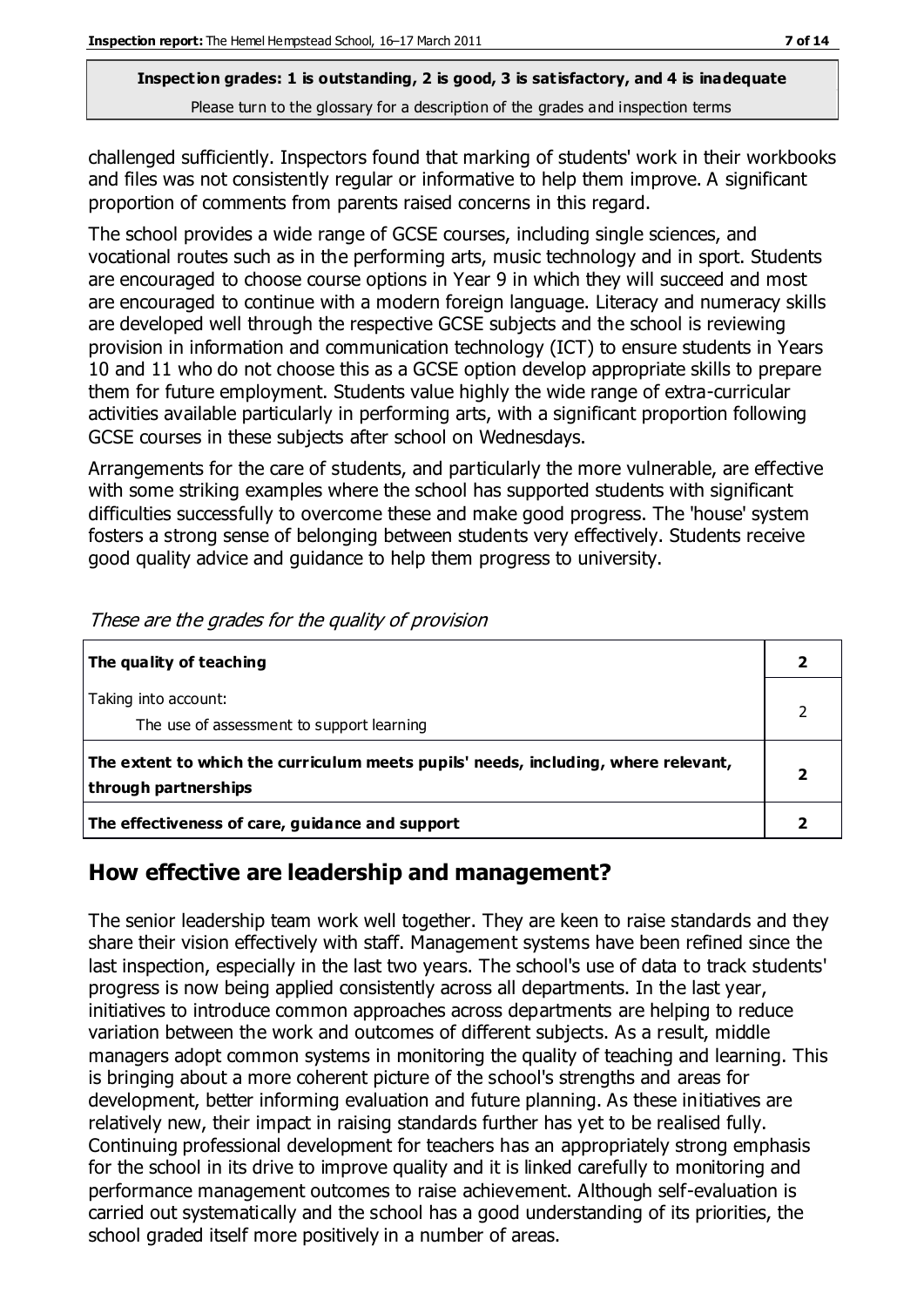challenged sufficiently. Inspectors found that marking of students' work in their workbooks and files was not consistently regular or informative to help them improve. A significant proportion of comments from parents raised concerns in this regard.

The school provides a wide range of GCSE courses, including single sciences, and vocational routes such as in the performing arts, music technology and in sport. Students are encouraged to choose course options in Year 9 in which they will succeed and most are encouraged to continue with a modern foreign language. Literacy and numeracy skills are developed well through the respective GCSE subjects and the school is reviewing provision in information and communication technology (ICT) to ensure students in Years 10 and 11 who do not choose this as a GCSE option develop appropriate skills to prepare them for future employment. Students value highly the wide range of extra-curricular activities available particularly in performing arts, with a significant proportion following GCSE courses in these subjects after school on Wednesdays.

Arrangements for the care of students, and particularly the more vulnerable, are effective with some striking examples where the school has supported students with significant difficulties successfully to overcome these and make good progress. The 'house' system fosters a strong sense of belonging between students very effectively. Students receive good quality advice and guidance to help them progress to university.

*These are the grades for the quality of provision*

| | |
|---|---|
| **The quality of teaching** | **2** |
| Taking into account:<br>The use of assessment to support learning | 2 |
| **The extent to which the curriculum meets pupils' needs, including, where relevant, through partnerships** | **2** |
| **The effectiveness of care, guidance and support** | **2** |

## How effective are leadership and management?

The senior leadership team work well together. They are keen to raise standards and they share their vision effectively with staff. Management systems have been refined since the last inspection, especially in the last two years. The school's use of data to track students' progress is now being applied consistently across all departments. In the last year, initiatives to introduce common approaches across departments are helping to reduce variation between the work and outcomes of different subjects. As a result, middle managers adopt common systems in monitoring the quality of teaching and learning. This is bringing about a more coherent picture of the school's strengths and areas for development, better informing evaluation and future planning. As these initiatives are relatively new, their impact in raising standards further has yet to be realised fully. Continuing professional development for teachers has an appropriately strong emphasis for the school in its drive to improve quality and it is linked carefully to monitoring and performance management outcomes to raise achievement. Although self-evaluation is carried out systematically and the school has a good understanding of its priorities, the school graded itself more positively in a number of areas.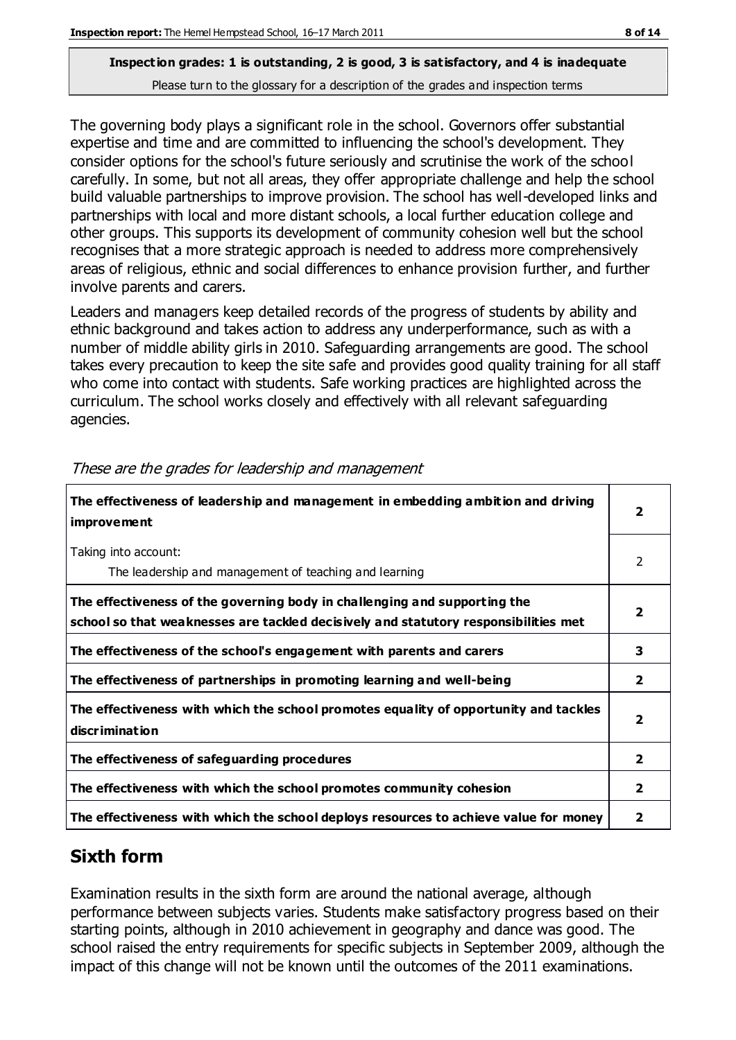**Inspection grades: 1 is outstanding, 2 is good, 3 is satisfactory, and 4 is inadequate**
Please turn to the glossary for a description of the grades and inspection terms

The governing body plays a significant role in the school. Governors offer substantial expertise and time and are committed to influencing the school's development. They consider options for the school's future seriously and scrutinise the work of the school carefully. In some, but not all areas, they offer appropriate challenge and help the school build valuable partnerships to improve provision. The school has well-developed links and partnerships with local and more distant schools, a local further education college and other groups. This supports its development of community cohesion well but the school recognises that a more strategic approach is needed to address more comprehensively areas of religious, ethnic and social differences to enhance provision further, and further involve parents and carers.

Leaders and managers keep detailed records of the progress of students by ability and ethnic background and takes action to address any underperformance, such as with a number of middle ability girls in 2010. Safeguarding arrangements are good. The school takes every precaution to keep the site safe and provides good quality training for all staff who come into contact with students. Safe working practices are highlighted across the curriculum. The school works closely and effectively with all relevant safeguarding agencies.

*These are the grades for leadership and management*

| | |
|---|---|
| **The effectiveness of leadership and management in embedding ambition and driving improvement** | **2** |
| Taking into account: The leadership and management of teaching and learning | 2 |
| **The effectiveness of the governing body in challenging and supporting the school so that weaknesses are tackled decisively and statutory responsibilities met** | **2** |
| **The effectiveness of the school's engagement with parents and carers** | **3** |
| **The effectiveness of partnerships in promoting learning and well-being** | **2** |
| **The effectiveness with which the school promotes equality of opportunity and tackles discrimination** | **2** |
| **The effectiveness of safeguarding procedures** | **2** |
| **The effectiveness with which the school promotes community cohesion** | **2** |
| **The effectiveness with which the school deploys resources to achieve value for money** | **2** |

## Sixth form

Examination results in the sixth form are around the national average, although performance between subjects varies. Students make satisfactory progress based on their starting points, although in 2010 achievement in geography and dance was good. The school raised the entry requirements for specific subjects in September 2009, although the impact of this change will not be known until the outcomes of the 2011 examinations.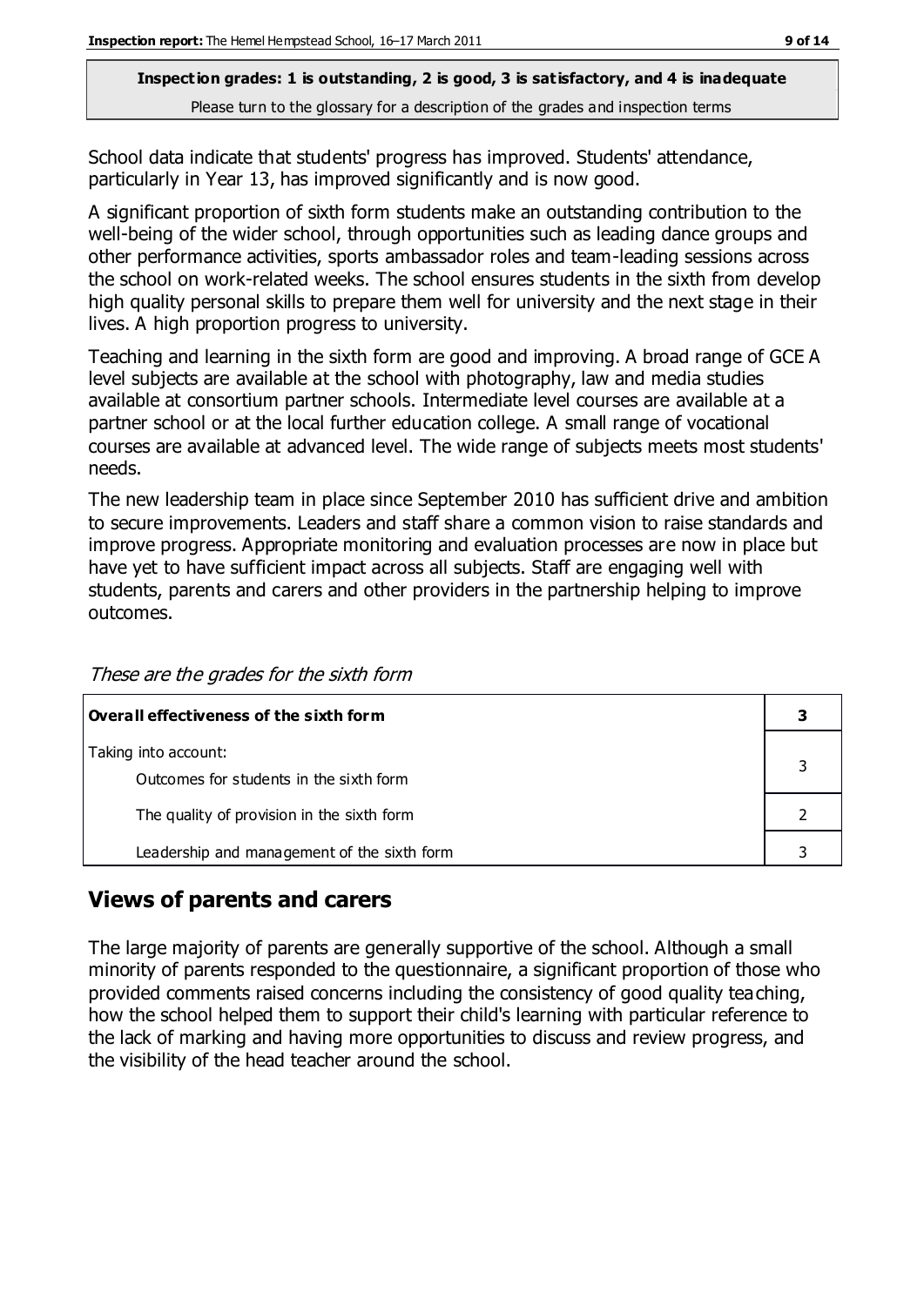**Inspection grades: 1 is outstanding, 2 is good, 3 is satisfactory, and 4 is inadequate**
Please turn to the glossary for a description of the grades and inspection terms

School data indicate that students' progress has improved. Students' attendance, particularly in Year 13, has improved significantly and is now good.

A significant proportion of sixth form students make an outstanding contribution to the well-being of the wider school, through opportunities such as leading dance groups and other performance activities, sports ambassador roles and team-leading sessions across the school on work-related weeks. The school ensures students in the sixth from develop high quality personal skills to prepare them well for university and the next stage in their lives. A high proportion progress to university.

Teaching and learning in the sixth form are good and improving. A broad range of GCE A level subjects are available at the school with photography, law and media studies available at consortium partner schools. Intermediate level courses are available at a partner school or at the local further education college. A small range of vocational courses are available at advanced level. The wide range of subjects meets most students' needs.

The new leadership team in place since September 2010 has sufficient drive and ambition to secure improvements. Leaders and staff share a common vision to raise standards and improve progress. Appropriate monitoring and evaluation processes are now in place but have yet to have sufficient impact across all subjects. Staff are engaging well with students, parents and carers and other providers in the partnership helping to improve outcomes.

*These are the grades for the sixth form*

| **Overall effectiveness of the sixth form** | **3** |
|---|---|
| Taking into account: Outcomes for students in the sixth form | 3 |
| The quality of provision in the sixth form | 2 |
| Leadership and management of the sixth form | 3 |

## Views of parents and carers

The large majority of parents are generally supportive of the school. Although a small minority of parents responded to the questionnaire, a significant proportion of those who provided comments raised concerns including the consistency of good quality teaching, how the school helped them to support their child's learning with particular reference to the lack of marking and having more opportunities to discuss and review progress, and the visibility of the head teacher around the school.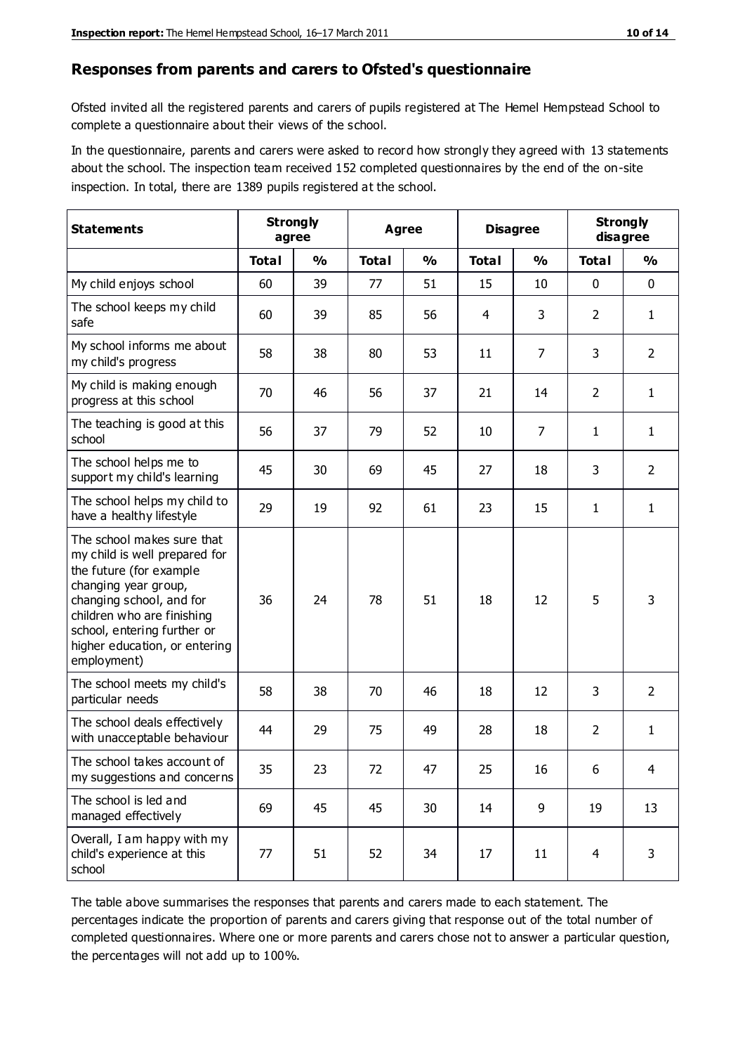## Responses from parents and carers to Ofsted's questionnaire

Ofsted invited all the registered parents and carers of pupils registered at The Hemel Hempstead School to complete a questionnaire about their views of the school.

In the questionnaire, parents and carers were asked to record how strongly they agreed with 13 statements about the school. The inspection team received 152 completed questionnaires by the end of the on-site inspection. In total, there are 1389 pupils registered at the school.

| Statements | Strongly agree | | Agree | | Disagree | | Strongly disagree | |
|---|---|---|---|---|---|---|---|---|
| | Total | % | Total | % | Total | % | Total | % |
| My child enjoys school | 60 | 39 | 77 | 51 | 15 | 10 | 0 | 0 |
| The school keeps my child safe | 60 | 39 | 85 | 56 | 4 | 3 | 2 | 1 |
| My school informs me about my child's progress | 58 | 38 | 80 | 53 | 11 | 7 | 3 | 2 |
| My child is making enough progress at this school | 70 | 46 | 56 | 37 | 21 | 14 | 2 | 1 |
| The teaching is good at this school | 56 | 37 | 79 | 52 | 10 | 7 | 1 | 1 |
| The school helps me to support my child's learning | 45 | 30 | 69 | 45 | 27 | 18 | 3 | 2 |
| The school helps my child to have a healthy lifestyle | 29 | 19 | 92 | 61 | 23 | 15 | 1 | 1 |
| The school makes sure that my child is well prepared for the future (for example changing year group, changing school, and for children who are finishing school, entering further or higher education, or entering employment) | 36 | 24 | 78 | 51 | 18 | 12 | 5 | 3 |
| The school meets my child's particular needs | 58 | 38 | 70 | 46 | 18 | 12 | 3 | 2 |
| The school deals effectively with unacceptable behaviour | 44 | 29 | 75 | 49 | 28 | 18 | 2 | 1 |
| The school takes account of my suggestions and concerns | 35 | 23 | 72 | 47 | 25 | 16 | 6 | 4 |
| The school is led and managed effectively | 69 | 45 | 45 | 30 | 14 | 9 | 19 | 13 |
| Overall, I am happy with my child's experience at this school | 77 | 51 | 52 | 34 | 17 | 11 | 4 | 3 |

The table above summarises the responses that parents and carers made to each statement. The percentages indicate the proportion of parents and carers giving that response out of the total number of completed questionnaires. Where one or more parents and carers chose not to answer a particular question, the percentages will not add up to 100%.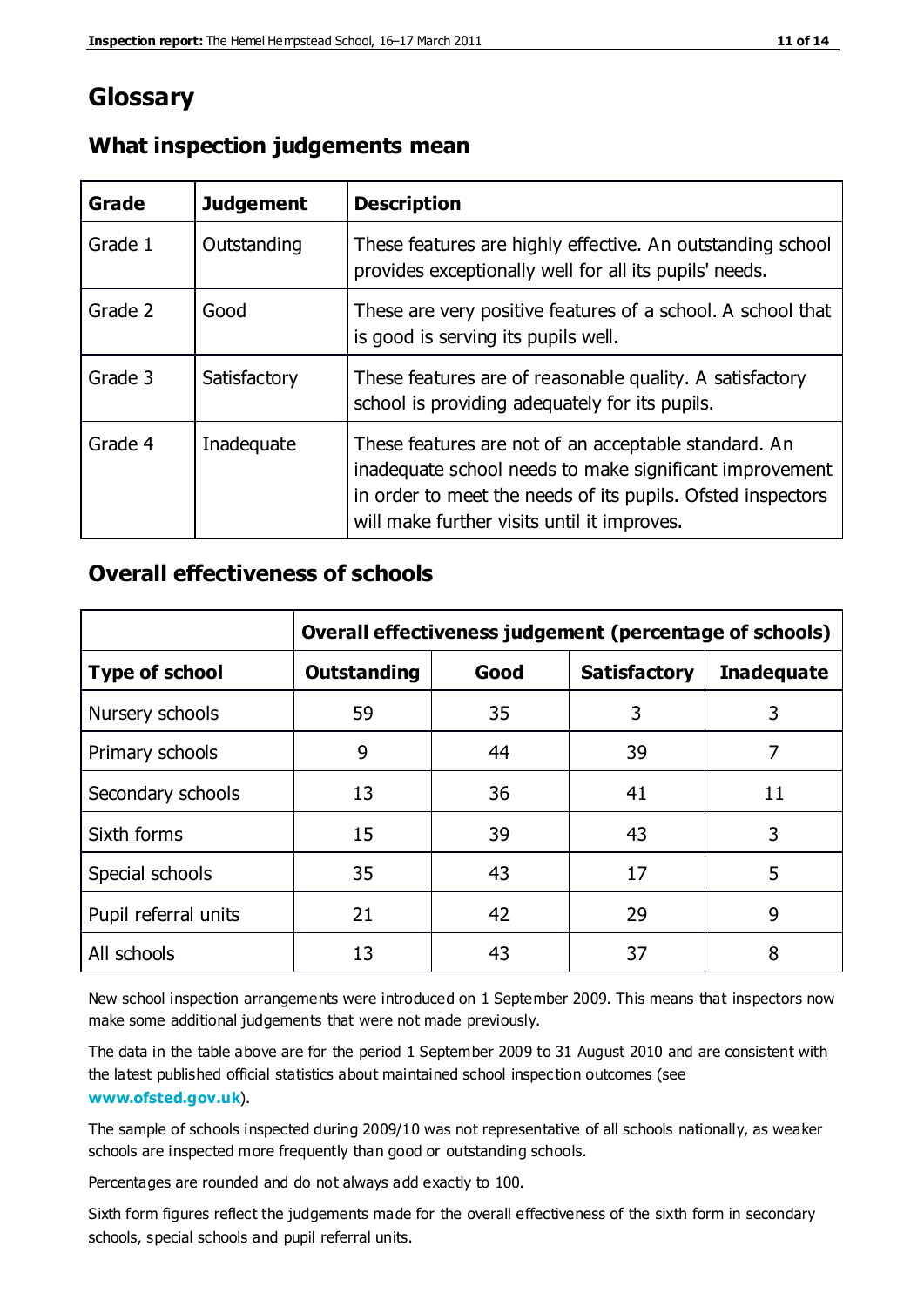# Glossary

## What inspection judgements mean

| Grade | Judgement | Description |
|---|---|---|
| Grade 1 | Outstanding | These features are highly effective. An outstanding school provides exceptionally well for all its pupils' needs. |
| Grade 2 | Good | These are very positive features of a school. A school that is good is serving its pupils well. |
| Grade 3 | Satisfactory | These features are of reasonable quality. A satisfactory school is providing adequately for its pupils. |
| Grade 4 | Inadequate | These features are not of an acceptable standard. An inadequate school needs to make significant improvement in order to meet the needs of its pupils. Ofsted inspectors will make further visits until it improves. |

## Overall effectiveness of schools

| | Overall effectiveness judgement (percentage of schools) | | | |
|---|---|---|---|---|
| **Type of school** | **Outstanding** | **Good** | **Satisfactory** | **Inadequate** |
| Nursery schools | 59 | 35 | 3 | 3 |
| Primary schools | 9 | 44 | 39 | 7 |
| Secondary schools | 13 | 36 | 41 | 11 |
| Sixth forms | 15 | 39 | 43 | 3 |
| Special schools | 35 | 43 | 17 | 5 |
| Pupil referral units | 21 | 42 | 29 | 9 |
| All schools | 13 | 43 | 37 | 8 |

New school inspection arrangements were introduced on 1 September 2009. This means that inspectors now make some additional judgements that were not made previously.

The data in the table above are for the period 1 September 2009 to 31 August 2010 and are consistent with the latest published official statistics about maintained school inspection outcomes (see **www.ofsted.gov.uk**).

The sample of schools inspected during 2009/10 was not representative of all schools nationally, as weaker schools are inspected more frequently than good or outstanding schools.

Percentages are rounded and do not always add exactly to 100.

Sixth form figures reflect the judgements made for the overall effectiveness of the sixth form in secondary schools, special schools and pupil referral units.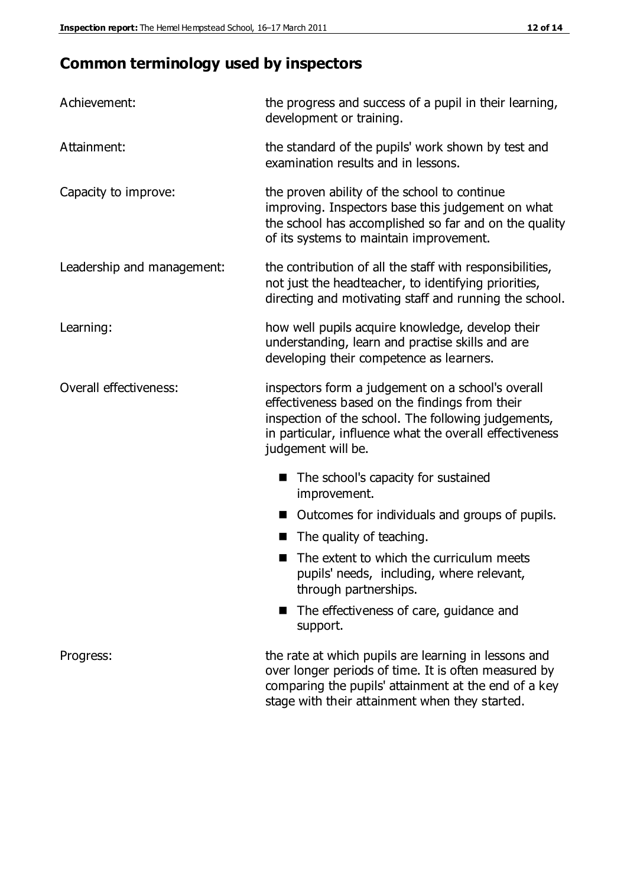## Common terminology used by inspectors

| | |
|---|---|
| Achievement: | the progress and success of a pupil in their learning, development or training. |
| Attainment: | the standard of the pupils' work shown by test and examination results and in lessons. |
| Capacity to improve: | the proven ability of the school to continue improving. Inspectors base this judgement on what the school has accomplished so far and on the quality of its systems to maintain improvement. |
| Leadership and management: | the contribution of all the staff with responsibilities, not just the headteacher, to identifying priorities, directing and motivating staff and running the school. |
| Learning: | how well pupils acquire knowledge, develop their understanding, learn and practise skills and are developing their competence as learners. |
| Overall effectiveness: | inspectors form a judgement on a school's overall effectiveness based on the findings from their inspection of the school. The following judgements, in particular, influence what the overall effectiveness judgement will be. |

- The school's capacity for sustained improvement.
- Outcomes for individuals and groups of pupils.
- The quality of teaching.
- The extent to which the curriculum meets pupils' needs, including, where relevant, through partnerships.
- The effectiveness of care, guidance and support.

| | |
|---|---|
| Progress: | the rate at which pupils are learning in lessons and over longer periods of time. It is often measured by comparing the pupils' attainment at the end of a key stage with their attainment when they started. |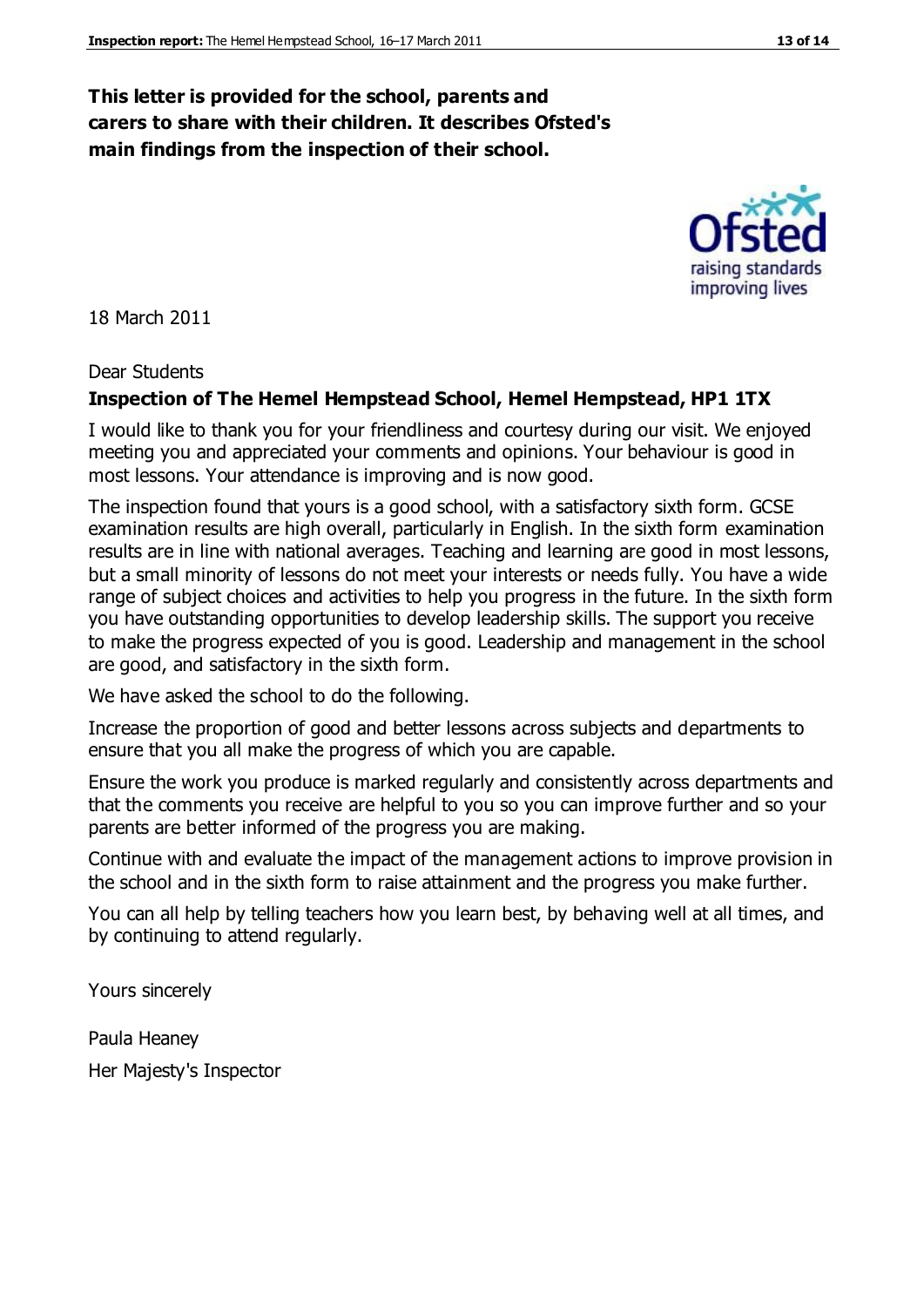**This letter is provided for the school, parents and carers to share with their children. It describes Ofsted's main findings from the inspection of their school.**

18 March 2011

Dear Students

**Inspection of The Hemel Hempstead School, Hemel Hempstead, HP1 1TX**

I would like to thank you for your friendliness and courtesy during our visit. We enjoyed meeting you and appreciated your comments and opinions. Your behaviour is good in most lessons. Your attendance is improving and is now good.

The inspection found that yours is a good school, with a satisfactory sixth form. GCSE examination results are high overall, particularly in English. In the sixth form examination results are in line with national averages. Teaching and learning are good in most lessons, but a small minority of lessons do not meet your interests or needs fully. You have a wide range of subject choices and activities to help you progress in the future. In the sixth form you have outstanding opportunities to develop leadership skills. The support you receive to make the progress expected of you is good. Leadership and management in the school are good, and satisfactory in the sixth form.

We have asked the school to do the following.

Increase the proportion of good and better lessons across subjects and departments to ensure that you all make the progress of which you are capable.

Ensure the work you produce is marked regularly and consistently across departments and that the comments you receive are helpful to you so you can improve further and so your parents are better informed of the progress you are making.

Continue with and evaluate the impact of the management actions to improve provision in the school and in the sixth form to raise attainment and the progress you make further.

You can all help by telling teachers how you learn best, by behaving well at all times, and by continuing to attend regularly.

Yours sincerely

Paula Heaney

Her Majesty's Inspector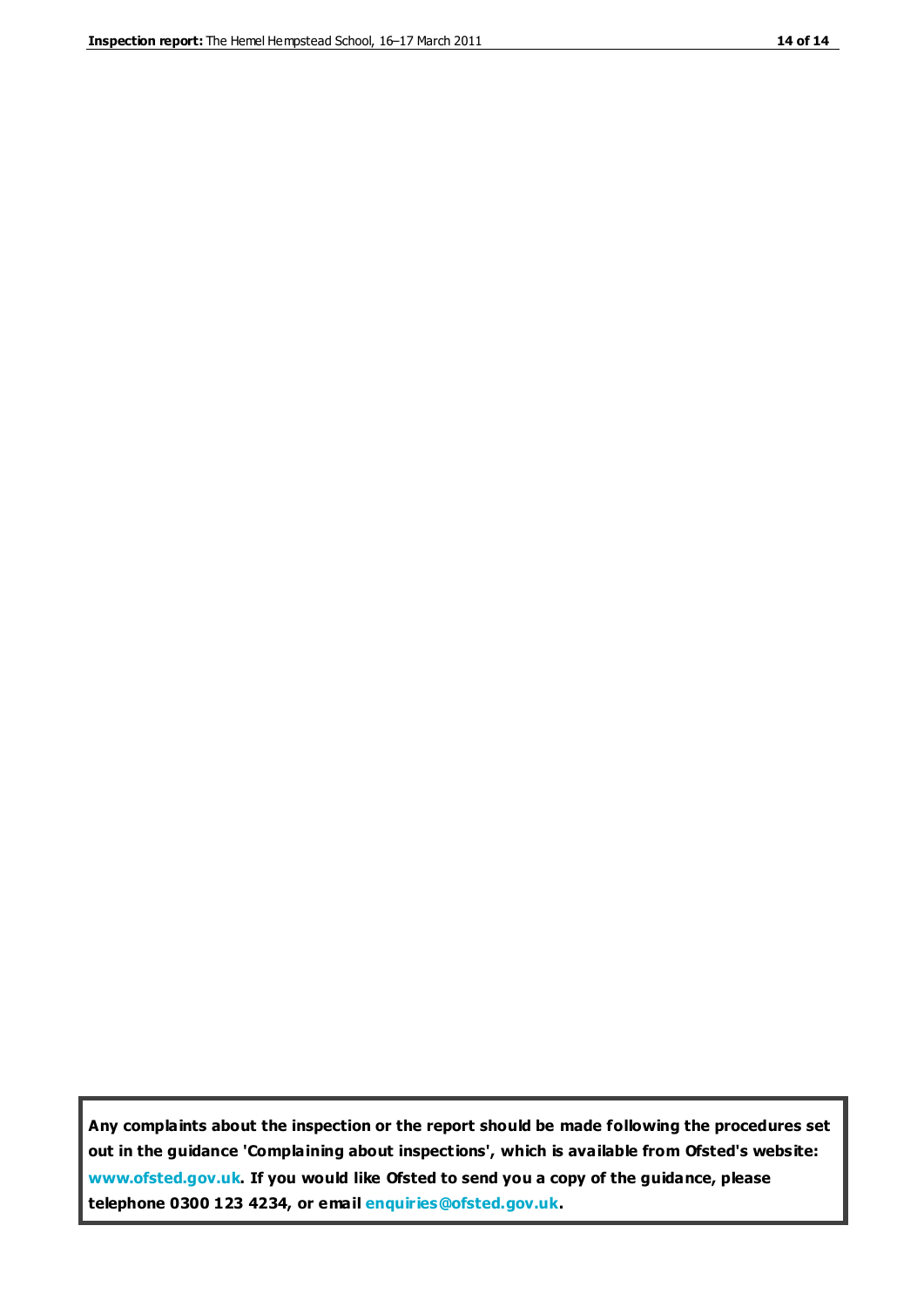**Any complaints about the inspection or the report should be made following the procedures set out in the guidance 'Complaining about inspections', which is available from Ofsted's website: www.ofsted.gov.uk. If you would like Ofsted to send you a copy of the guidance, please telephone 0300 123 4234, or email enquiries@ofsted.gov.uk.**